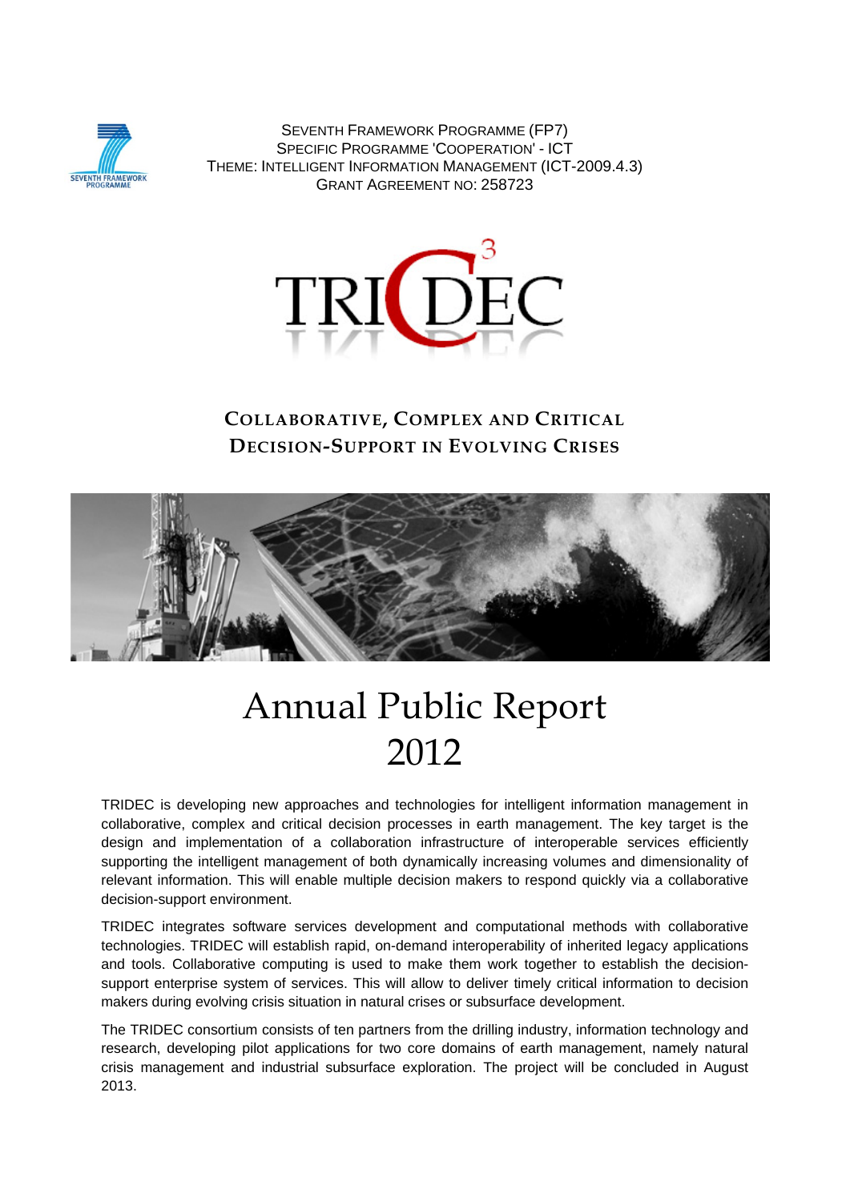SEVENTH FRAMEWORK PROGRAMME (FP7)
SPECIFIC PROGRAMME 'COOPERATION' - ICT
THEME: INTELLIGENT INFORMATION MANAGEMENT (ICT-2009.4.3)
GRANT AGREEMENT NO: 258723

# TRIDEC

## COLLABORATIVE, COMPLEX AND CRITICAL DECISION-SUPPORT IN EVOLVING CRISES

# Annual Public Report 2012

TRIDEC is developing new approaches and technologies for intelligent information management in collaborative, complex and critical decision processes in earth management. The key target is the design and implementation of a collaboration infrastructure of interoperable services efficiently supporting the intelligent management of both dynamically increasing volumes and dimensionality of relevant information. This will enable multiple decision makers to respond quickly via a collaborative decision-support environment.

TRIDEC integrates software services development and computational methods with collaborative technologies. TRIDEC will establish rapid, on-demand interoperability of inherited legacy applications and tools. Collaborative computing is used to make them work together to establish the decision-support enterprise system of services. This will allow to deliver timely critical information to decision makers during evolving crisis situation in natural crises or subsurface development.

The TRIDEC consortium consists of ten partners from the drilling industry, information technology and research, developing pilot applications for two core domains of earth management, namely natural crisis management and industrial subsurface exploration. The project will be concluded in August 2013.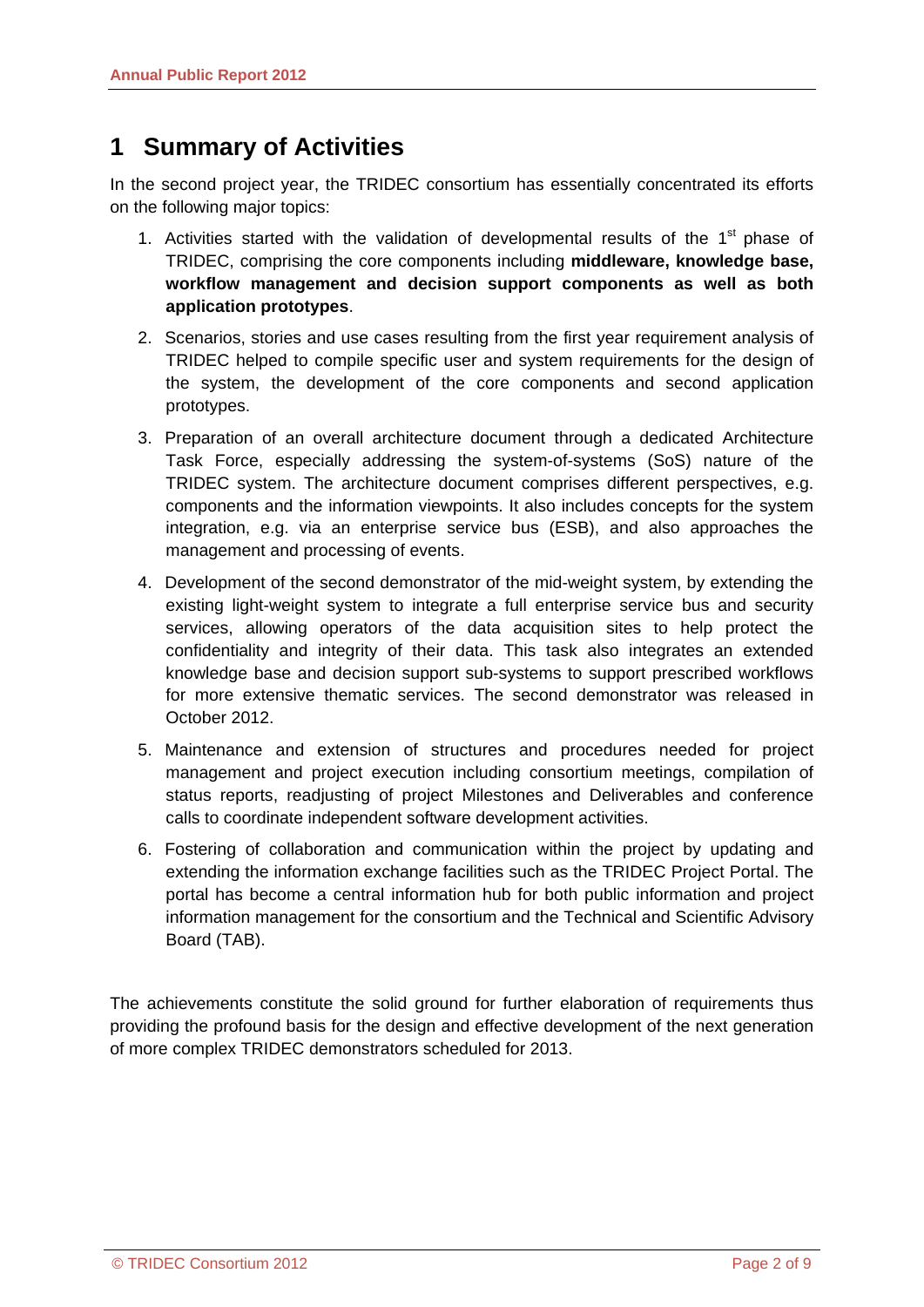# 1 Summary of Activities

In the second project year, the TRIDEC consortium has essentially concentrated its efforts on the following major topics:

1. Activities started with the validation of developmental results of the 1st phase of TRIDEC, comprising the core components including **middleware, knowledge base, workflow management and decision support components as well as both application prototypes**.
2. Scenarios, stories and use cases resulting from the first year requirement analysis of TRIDEC helped to compile specific user and system requirements for the design of the system, the development of the core components and second application prototypes.
3. Preparation of an overall architecture document through a dedicated Architecture Task Force, especially addressing the system-of-systems (SoS) nature of the TRIDEC system. The architecture document comprises different perspectives, e.g. components and the information viewpoints. It also includes concepts for the system integration, e.g. via an enterprise service bus (ESB), and also approaches the management and processing of events.
4. Development of the second demonstrator of the mid-weight system, by extending the existing light-weight system to integrate a full enterprise service bus and security services, allowing operators of the data acquisition sites to help protect the confidentiality and integrity of their data. This task also integrates an extended knowledge base and decision support sub-systems to support prescribed workflows for more extensive thematic services. The second demonstrator was released in October 2012.
5. Maintenance and extension of structures and procedures needed for project management and project execution including consortium meetings, compilation of status reports, readjusting of project Milestones and Deliverables and conference calls to coordinate independent software development activities.
6. Fostering of collaboration and communication within the project by updating and extending the information exchange facilities such as the TRIDEC Project Portal. The portal has become a central information hub for both public information and project information management for the consortium and the Technical and Scientific Advisory Board (TAB).

The achievements constitute the solid ground for further elaboration of requirements thus providing the profound basis for the design and effective development of the next generation of more complex TRIDEC demonstrators scheduled for 2013.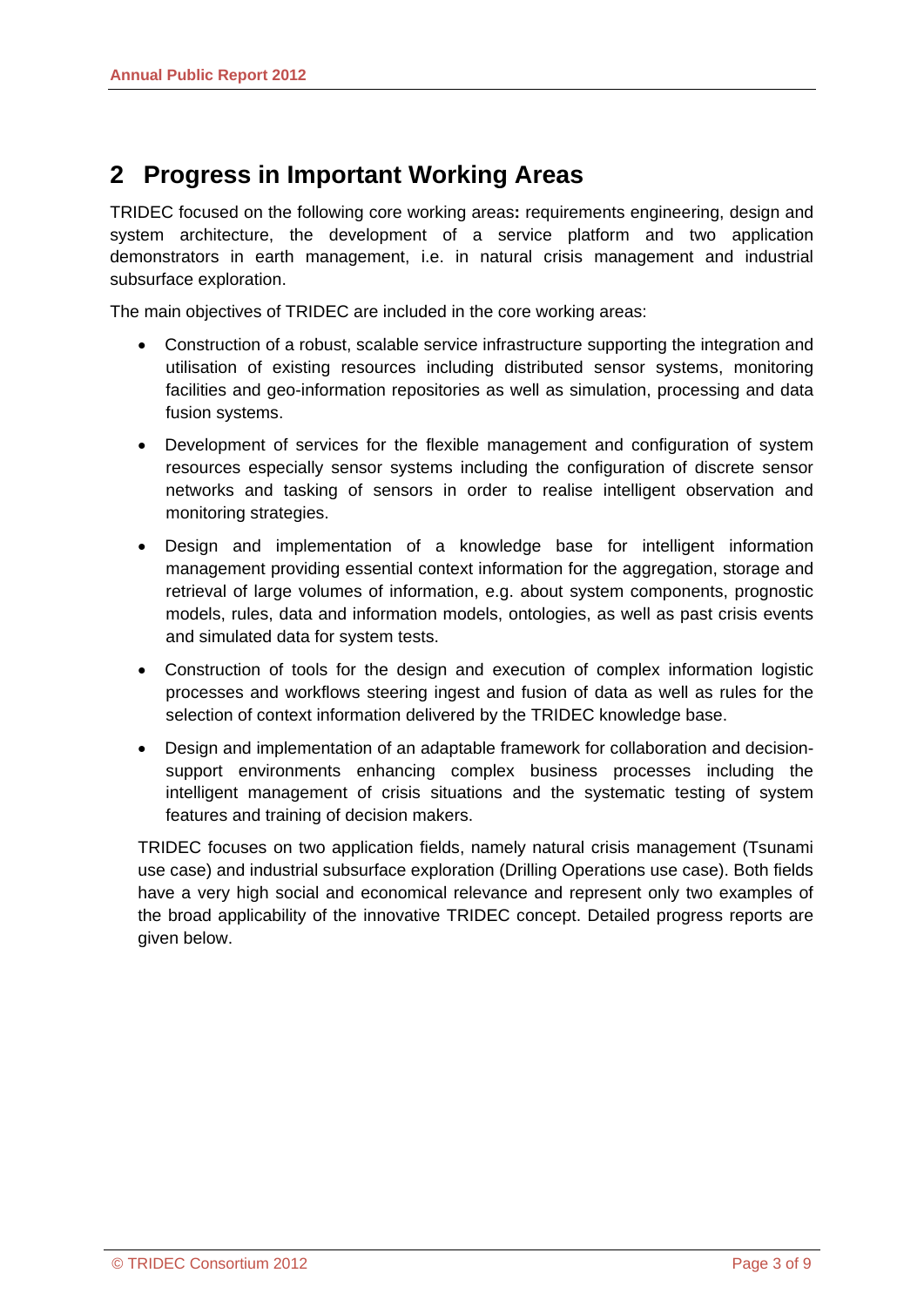# 2 Progress in Important Working Areas

TRIDEC focused on the following core working areas**:** requirements engineering, design and system architecture, the development of a service platform and two application demonstrators in earth management, i.e. in natural crisis management and industrial subsurface exploration.

The main objectives of TRIDEC are included in the core working areas:

- Construction of a robust, scalable service infrastructure supporting the integration and utilisation of existing resources including distributed sensor systems, monitoring facilities and geo-information repositories as well as simulation, processing and data fusion systems.
- Development of services for the flexible management and configuration of system resources especially sensor systems including the configuration of discrete sensor networks and tasking of sensors in order to realise intelligent observation and monitoring strategies.
- Design and implementation of a knowledge base for intelligent information management providing essential context information for the aggregation, storage and retrieval of large volumes of information, e.g. about system components, prognostic models, rules, data and information models, ontologies, as well as past crisis events and simulated data for system tests.
- Construction of tools for the design and execution of complex information logistic processes and workflows steering ingest and fusion of data as well as rules for the selection of context information delivered by the TRIDEC knowledge base.
- Design and implementation of an adaptable framework for collaboration and decision-support environments enhancing complex business processes including the intelligent management of crisis situations and the systematic testing of system features and training of decision makers.

TRIDEC focuses on two application fields, namely natural crisis management (Tsunami use case) and industrial subsurface exploration (Drilling Operations use case). Both fields have a very high social and economical relevance and represent only two examples of the broad applicability of the innovative TRIDEC concept. Detailed progress reports are given below.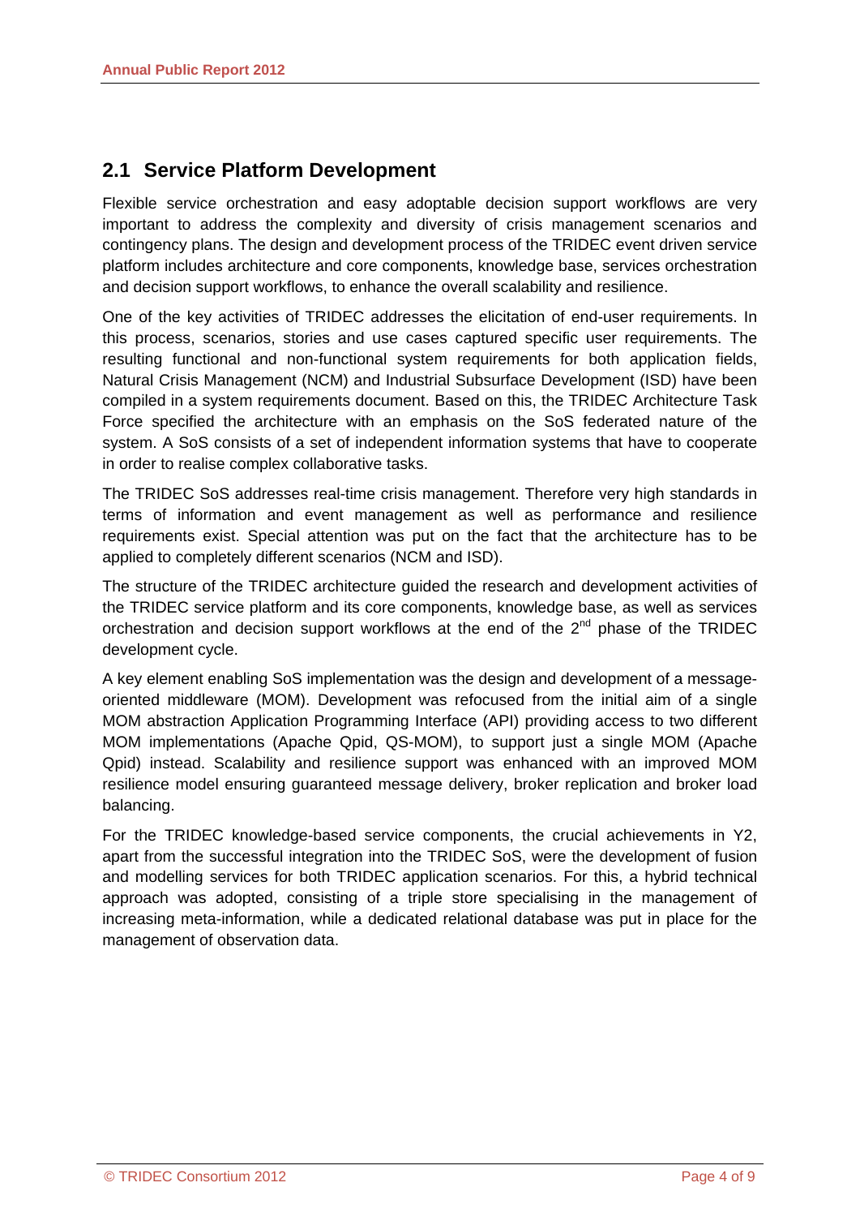## 2.1 Service Platform Development

Flexible service orchestration and easy adoptable decision support workflows are very important to address the complexity and diversity of crisis management scenarios and contingency plans. The design and development process of the TRIDEC event driven service platform includes architecture and core components, knowledge base, services orchestration and decision support workflows, to enhance the overall scalability and resilience.

One of the key activities of TRIDEC addresses the elicitation of end-user requirements. In this process, scenarios, stories and use cases captured specific user requirements. The resulting functional and non-functional system requirements for both application fields, Natural Crisis Management (NCM) and Industrial Subsurface Development (ISD) have been compiled in a system requirements document. Based on this, the TRIDEC Architecture Task Force specified the architecture with an emphasis on the SoS federated nature of the system. A SoS consists of a set of independent information systems that have to cooperate in order to realise complex collaborative tasks.

The TRIDEC SoS addresses real-time crisis management. Therefore very high standards in terms of information and event management as well as performance and resilience requirements exist. Special attention was put on the fact that the architecture has to be applied to completely different scenarios (NCM and ISD).

The structure of the TRIDEC architecture guided the research and development activities of the TRIDEC service platform and its core components, knowledge base, as well as services orchestration and decision support workflows at the end of the 2nd phase of the TRIDEC development cycle.

A key element enabling SoS implementation was the design and development of a message-oriented middleware (MOM). Development was refocused from the initial aim of a single MOM abstraction Application Programming Interface (API) providing access to two different MOM implementations (Apache Qpid, QS-MOM), to support just a single MOM (Apache Qpid) instead. Scalability and resilience support was enhanced with an improved MOM resilience model ensuring guaranteed message delivery, broker replication and broker load balancing.

For the TRIDEC knowledge-based service components, the crucial achievements in Y2, apart from the successful integration into the TRIDEC SoS, were the development of fusion and modelling services for both TRIDEC application scenarios. For this, a hybrid technical approach was adopted, consisting of a triple store specialising in the management of increasing meta-information, while a dedicated relational database was put in place for the management of observation data.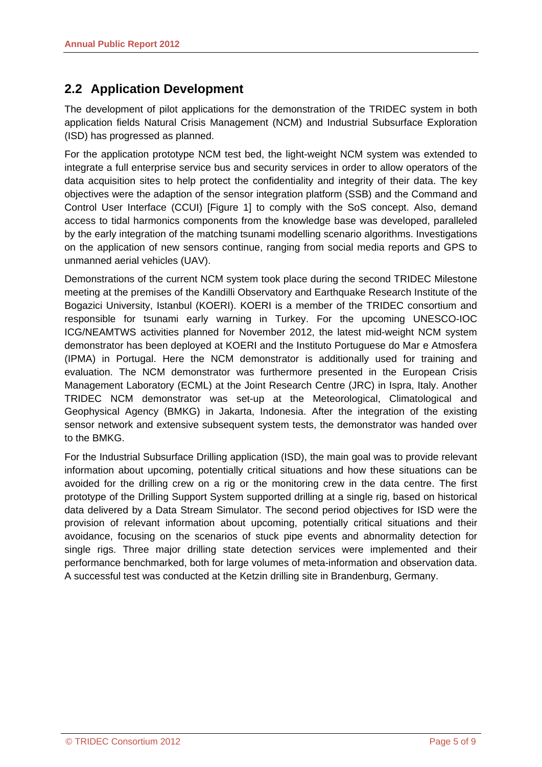## 2.2 Application Development

The development of pilot applications for the demonstration of the TRIDEC system in both application fields Natural Crisis Management (NCM) and Industrial Subsurface Exploration (ISD) has progressed as planned.

For the application prototype NCM test bed, the light-weight NCM system was extended to integrate a full enterprise service bus and security services in order to allow operators of the data acquisition sites to help protect the confidentiality and integrity of their data. The key objectives were the adaption of the sensor integration platform (SSB) and the Command and Control User Interface (CCUI) [Figure 1] to comply with the SoS concept. Also, demand access to tidal harmonics components from the knowledge base was developed, paralleled by the early integration of the matching tsunami modelling scenario algorithms. Investigations on the application of new sensors continue, ranging from social media reports and GPS to unmanned aerial vehicles (UAV).

Demonstrations of the current NCM system took place during the second TRIDEC Milestone meeting at the premises of the Kandilli Observatory and Earthquake Research Institute of the Bogazici University, Istanbul (KOERI). KOERI is a member of the TRIDEC consortium and responsible for tsunami early warning in Turkey. For the upcoming UNESCO-IOC ICG/NEAMTWS activities planned for November 2012, the latest mid-weight NCM system demonstrator has been deployed at KOERI and the Instituto Portuguese do Mar e Atmosfera (IPMA) in Portugal. Here the NCM demonstrator is additionally used for training and evaluation. The NCM demonstrator was furthermore presented in the European Crisis Management Laboratory (ECML) at the Joint Research Centre (JRC) in Ispra, Italy. Another TRIDEC NCM demonstrator was set-up at the Meteorological, Climatological and Geophysical Agency (BMKG) in Jakarta, Indonesia. After the integration of the existing sensor network and extensive subsequent system tests, the demonstrator was handed over to the BMKG.

For the Industrial Subsurface Drilling application (ISD), the main goal was to provide relevant information about upcoming, potentially critical situations and how these situations can be avoided for the drilling crew on a rig or the monitoring crew in the data centre. The first prototype of the Drilling Support System supported drilling at a single rig, based on historical data delivered by a Data Stream Simulator. The second period objectives for ISD were the provision of relevant information about upcoming, potentially critical situations and their avoidance, focusing on the scenarios of stuck pipe events and abnormality detection for single rigs. Three major drilling state detection services were implemented and their performance benchmarked, both for large volumes of meta-information and observation data. A successful test was conducted at the Ketzin drilling site in Brandenburg, Germany.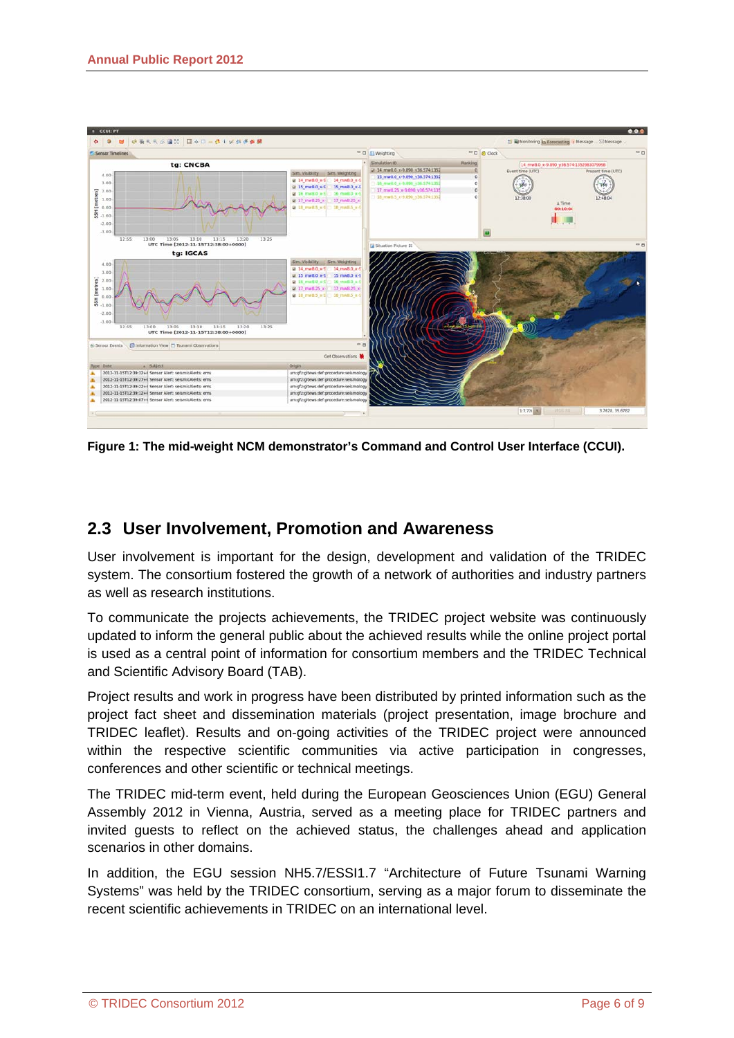Figure 1: The mid-weight NCM demonstrator's Command and Control User Interface (CCUI).

## 2.3 User Involvement, Promotion and Awareness

User involvement is important for the design, development and validation of the TRIDEC system. The consortium fostered the growth of a network of authorities and industry partners as well as research institutions.

To communicate the projects achievements, the TRIDEC project website was continuously updated to inform the general public about the achieved results while the online project portal is used as a central point of information for consortium members and the TRIDEC Technical and Scientific Advisory Board (TAB).

Project results and work in progress have been distributed by printed information such as the project fact sheet and dissemination materials (project presentation, image brochure and TRIDEC leaflet). Results and on-going activities of the TRIDEC project were announced within the respective scientific communities via active participation in congresses, conferences and other scientific or technical meetings.

The TRIDEC mid-term event, held during the European Geosciences Union (EGU) General Assembly 2012 in Vienna, Austria, served as a meeting place for TRIDEC partners and invited guests to reflect on the achieved status, the challenges ahead and application scenarios in other domains.

In addition, the EGU session NH5.7/ESSI1.7 "Architecture of Future Tsunami Warning Systems" was held by the TRIDEC consortium, serving as a major forum to disseminate the recent scientific achievements in TRIDEC on an international level.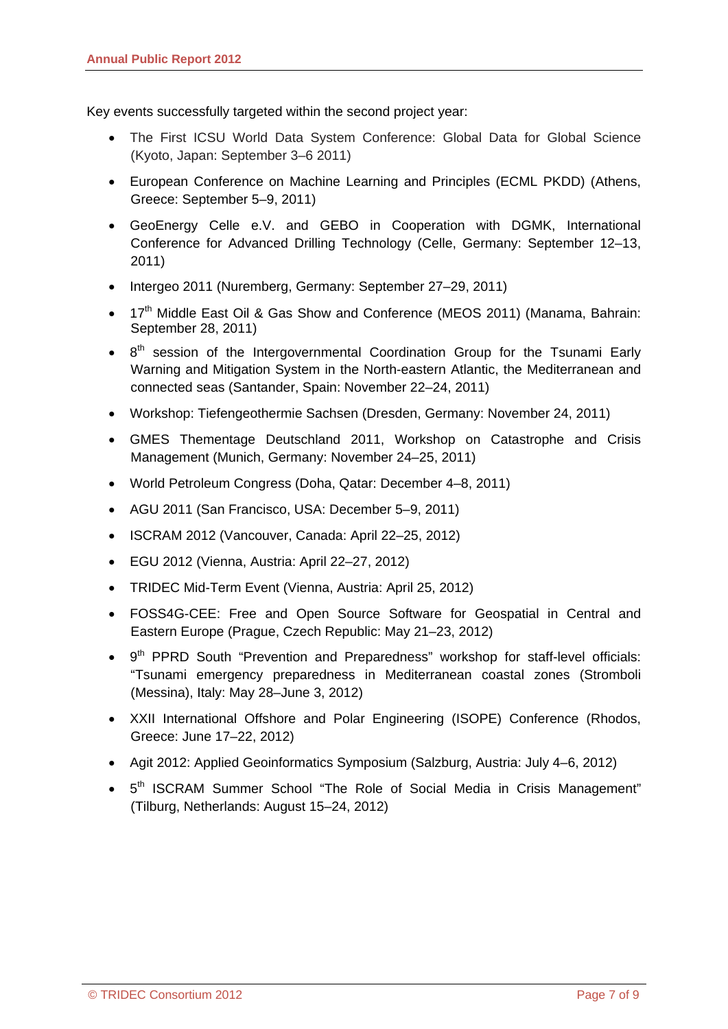Key events successfully targeted within the second project year:

- The First ICSU World Data System Conference: Global Data for Global Science (Kyoto, Japan: September 3–6 2011)
- European Conference on Machine Learning and Principles (ECML PKDD) (Athens, Greece: September 5–9, 2011)
- GeoEnergy Celle e.V. and GEBO in Cooperation with DGMK, International Conference for Advanced Drilling Technology (Celle, Germany: September 12–13, 2011)
- Intergeo 2011 (Nuremberg, Germany: September 27–29, 2011)
- 17th Middle East Oil & Gas Show and Conference (MEOS 2011) (Manama, Bahrain: September 28, 2011)
- 8th session of the Intergovernmental Coordination Group for the Tsunami Early Warning and Mitigation System in the North-eastern Atlantic, the Mediterranean and connected seas (Santander, Spain: November 22–24, 2011)
- Workshop: Tiefengeothermie Sachsen (Dresden, Germany: November 24, 2011)
- GMES Thementage Deutschland 2011, Workshop on Catastrophe and Crisis Management (Munich, Germany: November 24–25, 2011)
- World Petroleum Congress (Doha, Qatar: December 4–8, 2011)
- AGU 2011 (San Francisco, USA: December 5–9, 2011)
- ISCRAM 2012 (Vancouver, Canada: April 22–25, 2012)
- EGU 2012 (Vienna, Austria: April 22–27, 2012)
- TRIDEC Mid-Term Event (Vienna, Austria: April 25, 2012)
- FOSS4G-CEE: Free and Open Source Software for Geospatial in Central and Eastern Europe (Prague, Czech Republic: May 21–23, 2012)
- 9th PPRD South "Prevention and Preparedness" workshop for staff-level officials: "Tsunami emergency preparedness in Mediterranean coastal zones (Stromboli (Messina), Italy: May 28–June 3, 2012)
- XXII International Offshore and Polar Engineering (ISOPE) Conference (Rhodos, Greece: June 17–22, 2012)
- Agit 2012: Applied Geoinformatics Symposium (Salzburg, Austria: July 4–6, 2012)
- 5th ISCRAM Summer School "The Role of Social Media in Crisis Management" (Tilburg, Netherlands: August 15–24, 2012)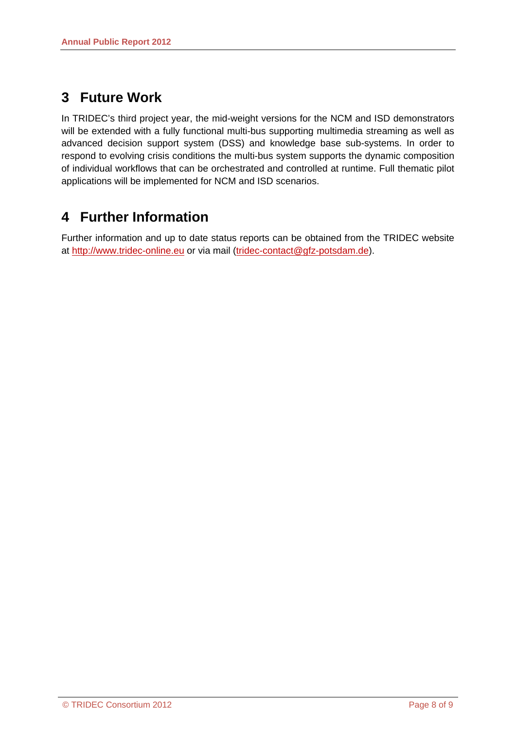## 3 Future Work

In TRIDEC's third project year, the mid-weight versions for the NCM and ISD demonstrators will be extended with a fully functional multi-bus supporting multimedia streaming as well as advanced decision support system (DSS) and knowledge base sub-systems. In order to respond to evolving crisis conditions the multi-bus system supports the dynamic composition of individual workflows that can be orchestrated and controlled at runtime. Full thematic pilot applications will be implemented for NCM and ISD scenarios.

## 4 Further Information

Further information and up to date status reports can be obtained from the TRIDEC website at http://www.tridec-online.eu or via mail (tridec-contact@gfz-potsdam.de).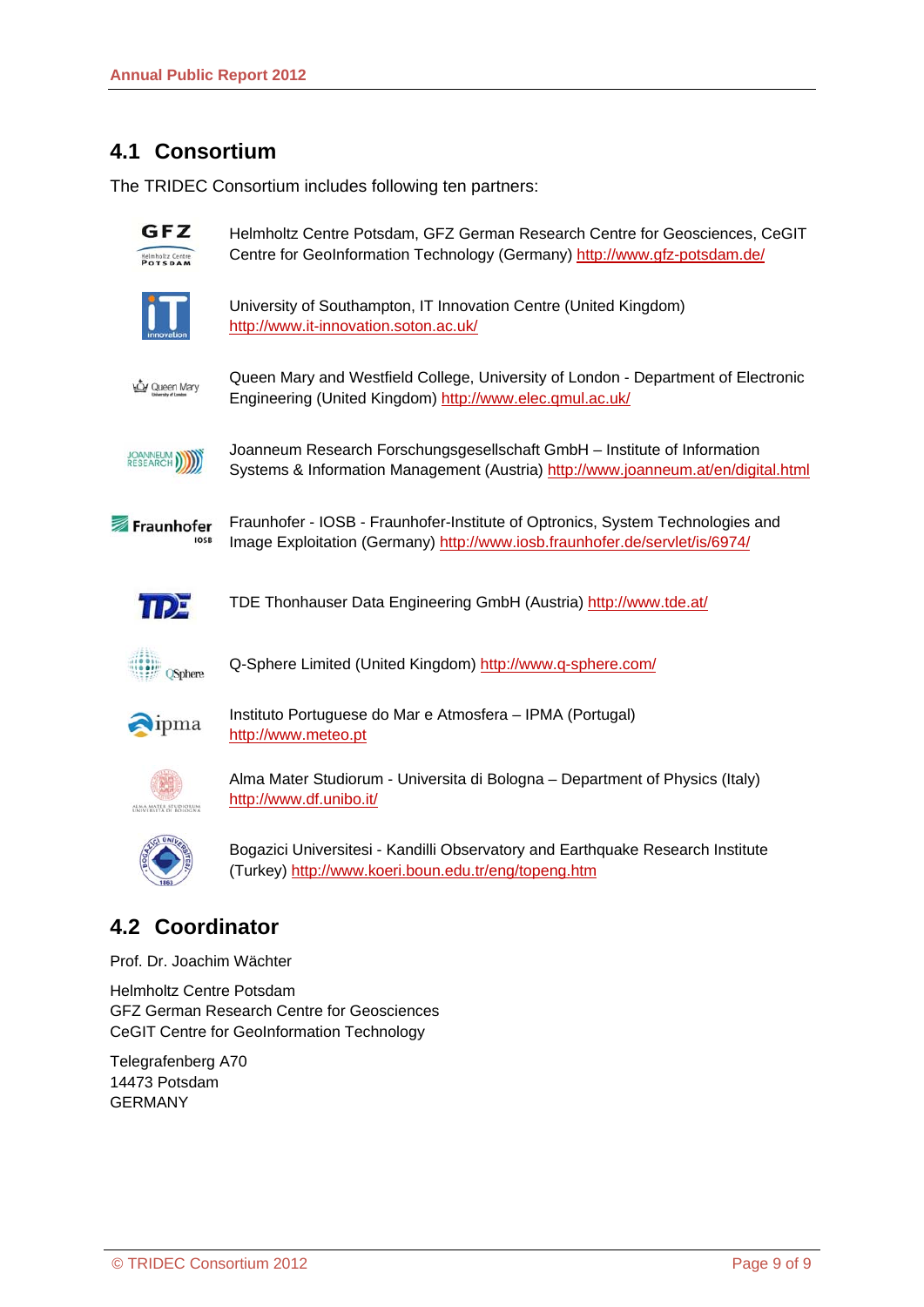## 4.1 Consortium

The TRIDEC Consortium includes following ten partners:

Helmholtz Centre Potsdam, GFZ German Research Centre for Geosciences, CeGIT Centre for GeoInformation Technology (Germany) http://www.gfz-potsdam.de/

University of Southampton, IT Innovation Centre (United Kingdom) http://www.it-innovation.soton.ac.uk/

Queen Mary and Westfield College, University of London - Department of Electronic Engineering (United Kingdom) http://www.elec.qmul.ac.uk/

Joanneum Research Forschungsgesellschaft GmbH – Institute of Information Systems & Information Management (Austria) http://www.joanneum.at/en/digital.html

Fraunhofer - IOSB - Fraunhofer-Institute of Optronics, System Technologies and Image Exploitation (Germany) http://www.iosb.fraunhofer.de/servlet/is/6974/

TDE Thonhauser Data Engineering GmbH (Austria) http://www.tde.at/

Q-Sphere Limited (United Kingdom) http://www.q-sphere.com/

Instituto Portuguese do Mar e Atmosfera – IPMA (Portugal) http://www.meteo.pt

Alma Mater Studiorum - Universita di Bologna – Department of Physics (Italy) http://www.df.unibo.it/

Bogazici Universitesi - Kandilli Observatory and Earthquake Research Institute (Turkey) http://www.koeri.boun.edu.tr/eng/topeng.htm

## 4.2 Coordinator

Prof. Dr. Joachim Wächter

Helmholtz Centre Potsdam
GFZ German Research Centre for Geosciences
CeGIT Centre for GeoInformation Technology

Telegrafenberg A70
14473 Potsdam
GERMANY